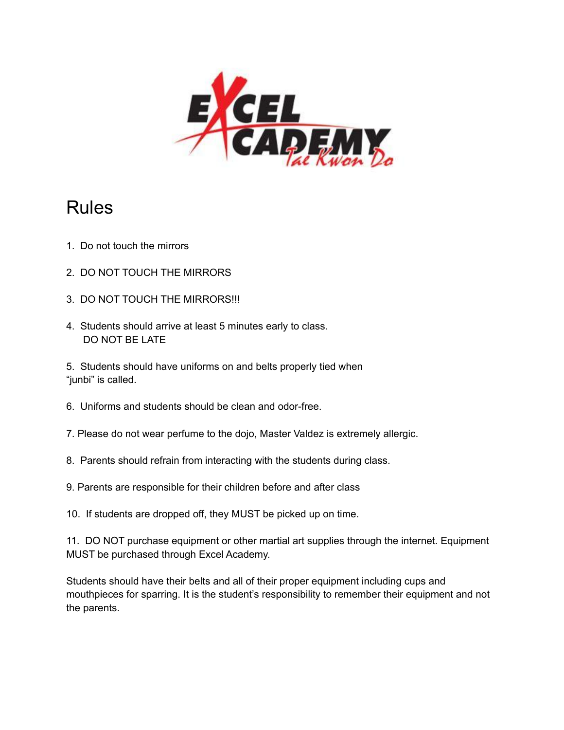# Rules

1. Do not touch the mirrors
2. DO NOT TOUCH THE MIRRORS
3. DO NOT TOUCH THE MIRRORS!!!
4. Students should arrive at least 5 minutes early to class.
   DO NOT BE LATE
5. Students should have uniforms on and belts properly tied when "junbi" is called.
6. Uniforms and students should be clean and odor-free.
7. Please do not wear perfume to the dojo, Master Valdez is extremely allergic.
8. Parents should refrain from interacting with the students during class.
9. Parents are responsible for their children before and after class
10. If students are dropped off, they MUST be picked up on time.
11. DO NOT purchase equipment or other martial art supplies through the internet. Equipment MUST be purchased through Excel Academy.

Students should have their belts and all of their proper equipment including cups and mouthpieces for sparring. It is the student's responsibility to remember their equipment and not the parents.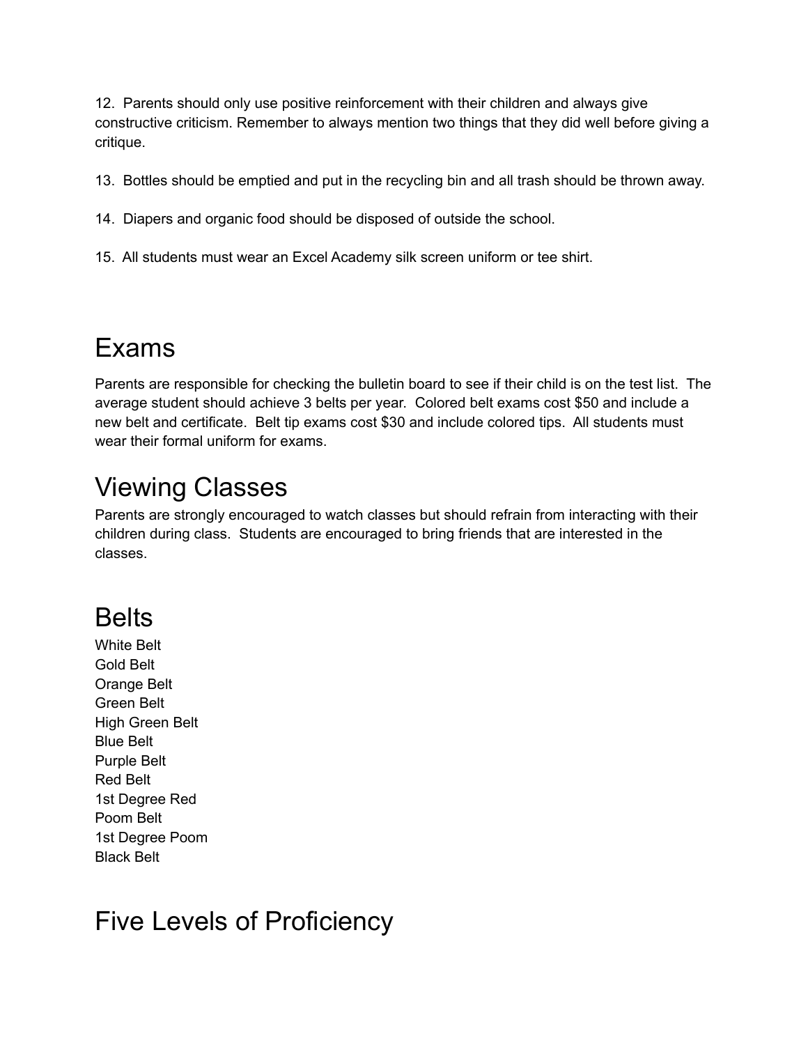12. Parents should only use positive reinforcement with their children and always give constructive criticism. Remember to always mention two things that they did well before giving a critique.

13. Bottles should be emptied and put in the recycling bin and all trash should be thrown away.

14. Diapers and organic food should be disposed of outside the school.

15. All students must wear an Excel Academy silk screen uniform or tee shirt.

# Exams

Parents are responsible for checking the bulletin board to see if their child is on the test list. The average student should achieve 3 belts per year. Colored belt exams cost $50 and include a new belt and certificate. Belt tip exams cost $30 and include colored tips. All students must wear their formal uniform for exams.

# Viewing Classes

Parents are strongly encouraged to watch classes but should refrain from interacting with their children during class. Students are encouraged to bring friends that are interested in the classes.

# Belts

White Belt
Gold Belt
Orange Belt
Green Belt
High Green Belt
Blue Belt
Purple Belt
Red Belt
1st Degree Red
Poom Belt
1st Degree Poom
Black Belt

# Five Levels of Proficiency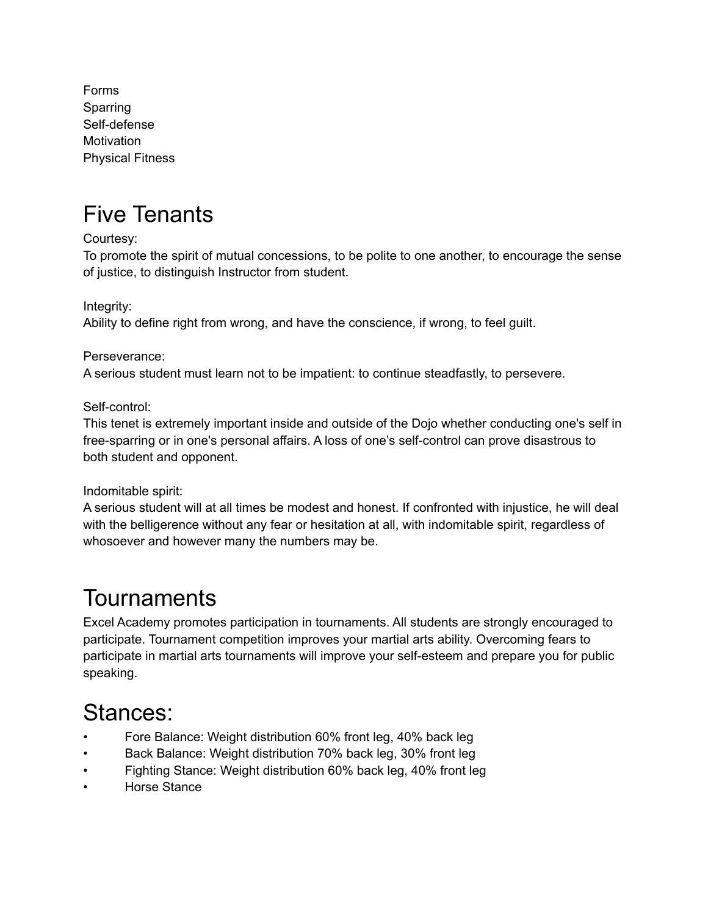Forms
Sparring
Self-defense
Motivation
Physical Fitness

# Five Tenants

Courtesy:
To promote the spirit of mutual concessions, to be polite to one another, to encourage the sense of justice, to distinguish Instructor from student.

Integrity:
Ability to define right from wrong, and have the conscience, if wrong, to feel guilt.

Perseverance:
A serious student must learn not to be impatient: to continue steadfastly, to persevere.

Self-control:
This tenet is extremely important inside and outside of the Dojo whether conducting one's self in free-sparring or in one's personal affairs. A loss of one’s self-control can prove disastrous to both student and opponent.

Indomitable spirit:
A serious student will at all times be modest and honest. If confronted with injustice, he will deal with the belligerence without any fear or hesitation at all, with indomitable spirit, regardless of whosoever and however many the numbers may be.

# Tournaments

Excel Academy promotes participation in tournaments. All students are strongly encouraged to participate. Tournament competition improves your martial arts ability. Overcoming fears to participate in martial arts tournaments will improve your self-esteem and prepare you for public speaking.

# Stances:

- Fore Balance: Weight distribution 60% front leg, 40% back leg
- Back Balance: Weight distribution 70% back leg, 30% front leg
- Fighting Stance: Weight distribution 60% back leg, 40% front leg
- Horse Stance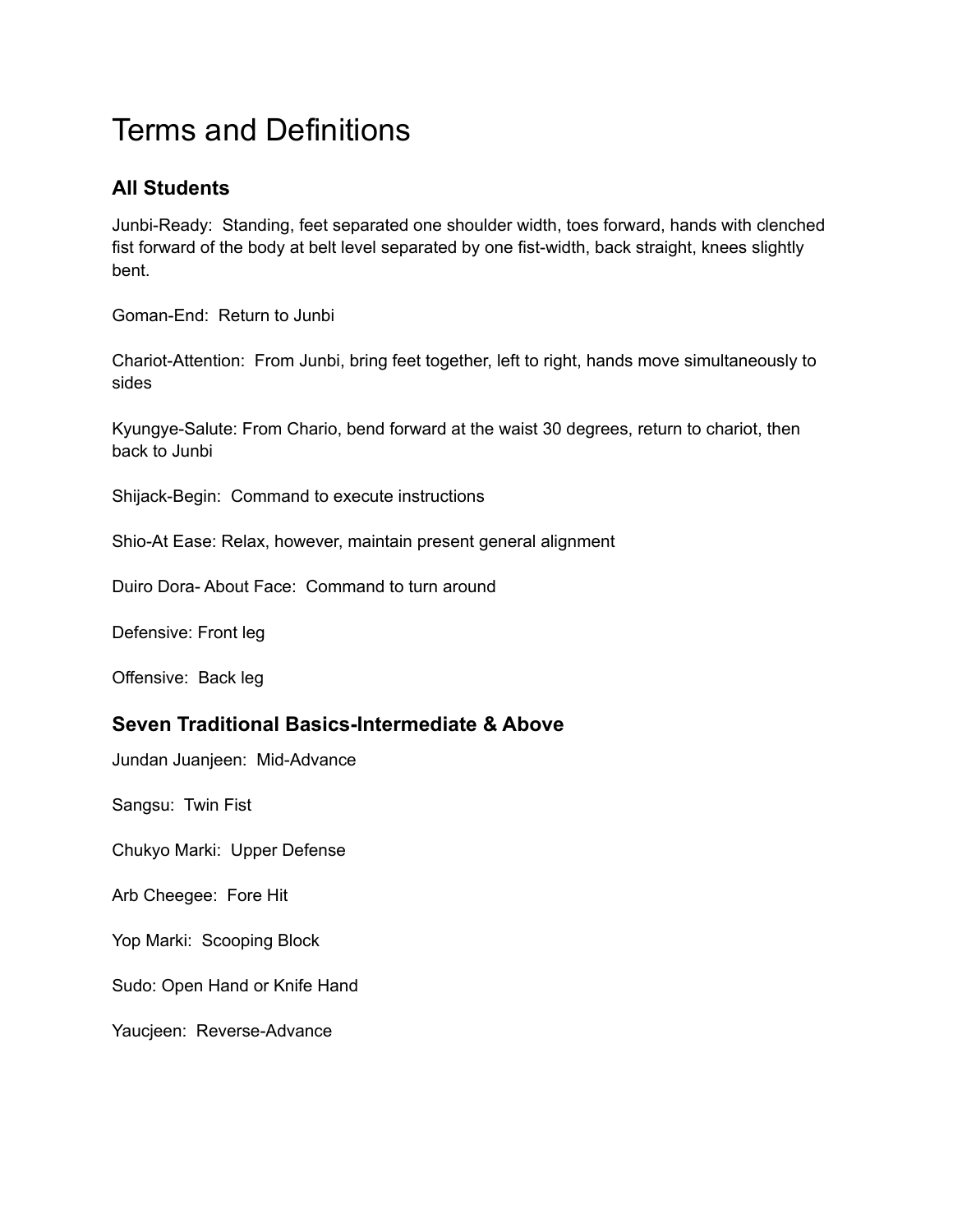# Terms and Definitions

### All Students

Junbi-Ready: Standing, feet separated one shoulder width, toes forward, hands with clenched fist forward of the body at belt level separated by one fist-width, back straight, knees slightly bent.

Goman-End: Return to Junbi

Chariot-Attention: From Junbi, bring feet together, left to right, hands move simultaneously to sides

Kyungye-Salute: From Chario, bend forward at the waist 30 degrees, return to chariot, then back to Junbi

Shijack-Begin: Command to execute instructions

Shio-At Ease: Relax, however, maintain present general alignment

Duiro Dora- About Face: Command to turn around

Defensive: Front leg

Offensive: Back leg

### Seven Traditional Basics-Intermediate & Above

Jundan Juanjeen: Mid-Advance

Sangsu: Twin Fist

Chukyo Marki: Upper Defense

Arb Cheegee: Fore Hit

Yop Marki: Scooping Block

Sudo: Open Hand or Knife Hand

Yaucjeen: Reverse-Advance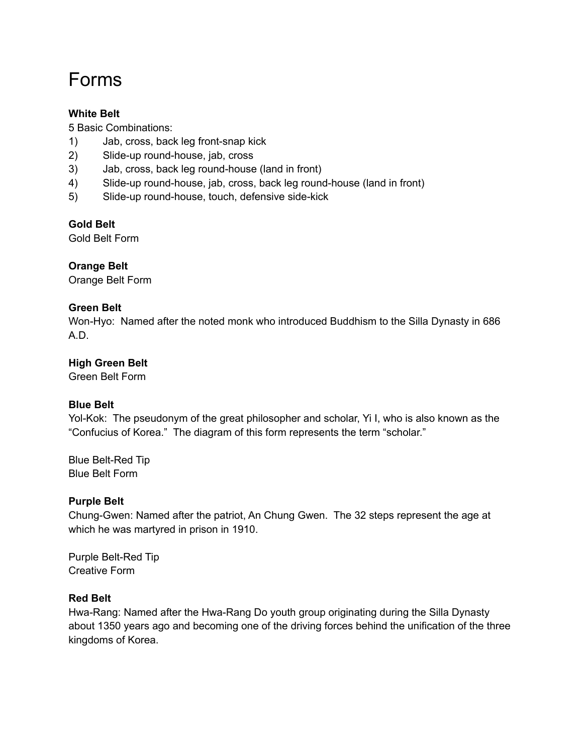# Forms

**White Belt**
5 Basic Combinations:

1) Jab, cross, back leg front-snap kick
2) Slide-up round-house, jab, cross
3) Jab, cross, back leg round-house (land in front)
4) Slide-up round-house, jab, cross, back leg round-house (land in front)
5) Slide-up round-house, touch, defensive side-kick

**Gold Belt**
Gold Belt Form

**Orange Belt**
Orange Belt Form

**Green Belt**
Won-Hyo: Named after the noted monk who introduced Buddhism to the Silla Dynasty in 686 A.D.

**High Green Belt**
Green Belt Form

**Blue Belt**
Yol-Kok: The pseudonym of the great philosopher and scholar, Yi I, who is also known as the "Confucius of Korea." The diagram of this form represents the term "scholar."

Blue Belt-Red Tip
Blue Belt Form

**Purple Belt**
Chung-Gwen: Named after the patriot, An Chung Gwen. The 32 steps represent the age at which he was martyred in prison in 1910.

Purple Belt-Red Tip
Creative Form

**Red Belt**
Hwa-Rang: Named after the Hwa-Rang Do youth group originating during the Silla Dynasty about 1350 years ago and becoming one of the driving forces behind the unification of the three kingdoms of Korea.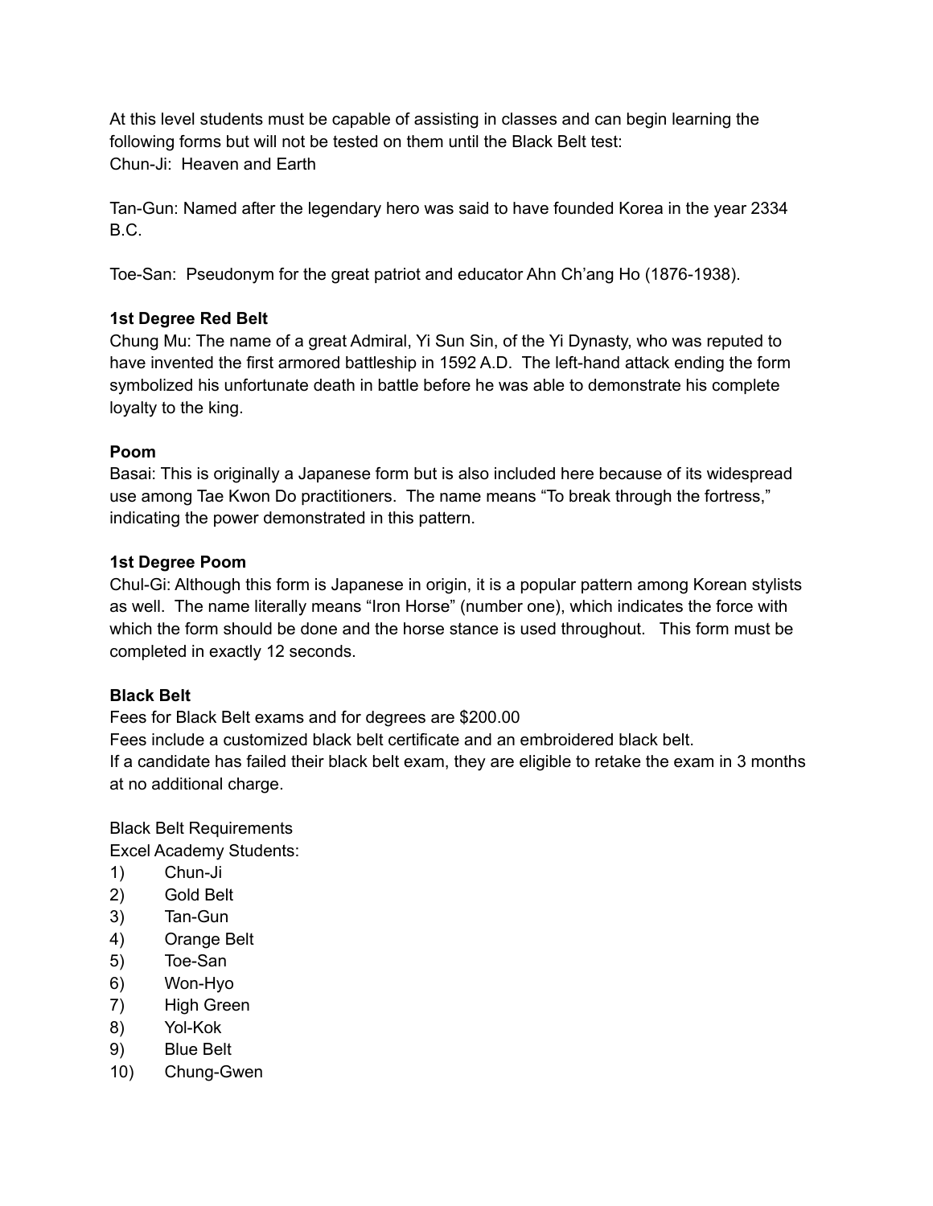At this level students must be capable of assisting in classes and can begin learning the following forms but will not be tested on them until the Black Belt test:
Chun-Ji: Heaven and Earth

Tan-Gun: Named after the legendary hero was said to have founded Korea in the year 2334 B.C.

Toe-San: Pseudonym for the great patriot and educator Ahn Ch'ang Ho (1876-1938).

**1st Degree Red Belt**
Chung Mu: The name of a great Admiral, Yi Sun Sin, of the Yi Dynasty, who was reputed to have invented the first armored battleship in 1592 A.D. The left-hand attack ending the form symbolized his unfortunate death in battle before he was able to demonstrate his complete loyalty to the king.

**Poom**
Basai: This is originally a Japanese form but is also included here because of its widespread use among Tae Kwon Do practitioners. The name means "To break through the fortress," indicating the power demonstrated in this pattern.

**1st Degree Poom**
Chul-Gi: Although this form is Japanese in origin, it is a popular pattern among Korean stylists as well. The name literally means "Iron Horse" (number one), which indicates the force with which the form should be done and the horse stance is used throughout. This form must be completed in exactly 12 seconds.

**Black Belt**
Fees for Black Belt exams and for degrees are $200.00
Fees include a customized black belt certificate and an embroidered black belt.
If a candidate has failed their black belt exam, they are eligible to retake the exam in 3 months at no additional charge.

Black Belt Requirements
Excel Academy Students:
1) Chun-Ji
2) Gold Belt
3) Tan-Gun
4) Orange Belt
5) Toe-San
6) Won-Hyo
7) High Green
8) Yol-Kok
9) Blue Belt
10) Chung-Gwen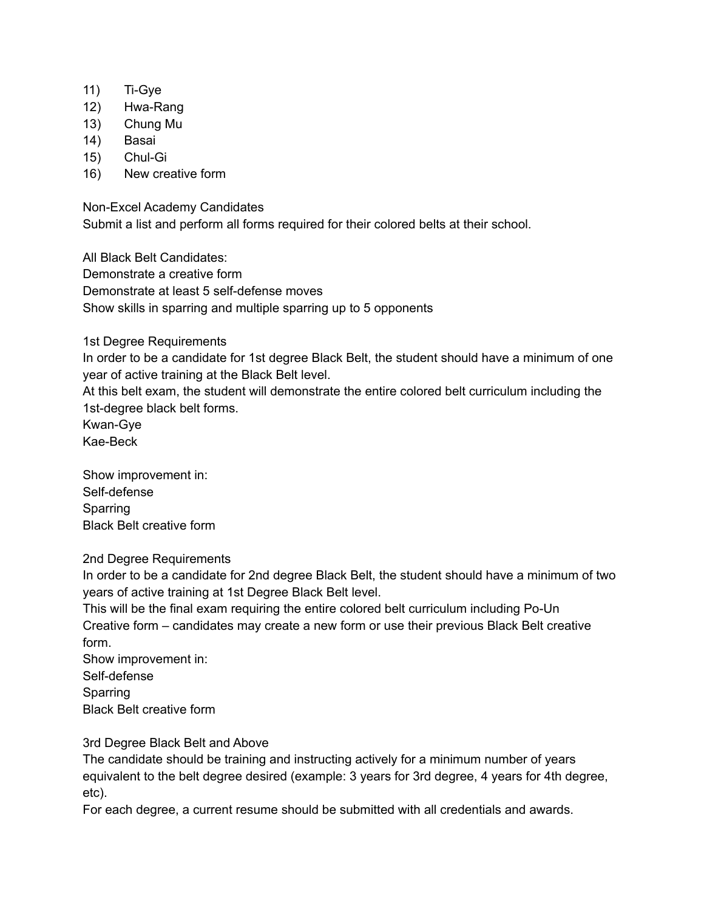11) Ti-Gye
12) Hwa-Rang
13) Chung Mu
14) Basai
15) Chul-Gi
16) New creative form

Non-Excel Academy Candidates
Submit a list and perform all forms required for their colored belts at their school.

All Black Belt Candidates:
Demonstrate a creative form
Demonstrate at least 5 self-defense moves
Show skills in sparring and multiple sparring up to 5 opponents

1st Degree Requirements
In order to be a candidate for 1st degree Black Belt, the student should have a minimum of one year of active training at the Black Belt level.
At this belt exam, the student will demonstrate the entire colored belt curriculum including the 1st-degree black belt forms.
Kwan-Gye
Kae-Beck

Show improvement in:
Self-defense
Sparring
Black Belt creative form

2nd Degree Requirements
In order to be a candidate for 2nd degree Black Belt, the student should have a minimum of two years of active training at 1st Degree Black Belt level.
This will be the final exam requiring the entire colored belt curriculum including Po-Un
Creative form – candidates may create a new form or use their previous Black Belt creative form.
Show improvement in:
Self-defense
Sparring
Black Belt creative form

3rd Degree Black Belt and Above
The candidate should be training and instructing actively for a minimum number of years equivalent to the belt degree desired (example: 3 years for 3rd degree, 4 years for 4th degree, etc).
For each degree, a current resume should be submitted with all credentials and awards.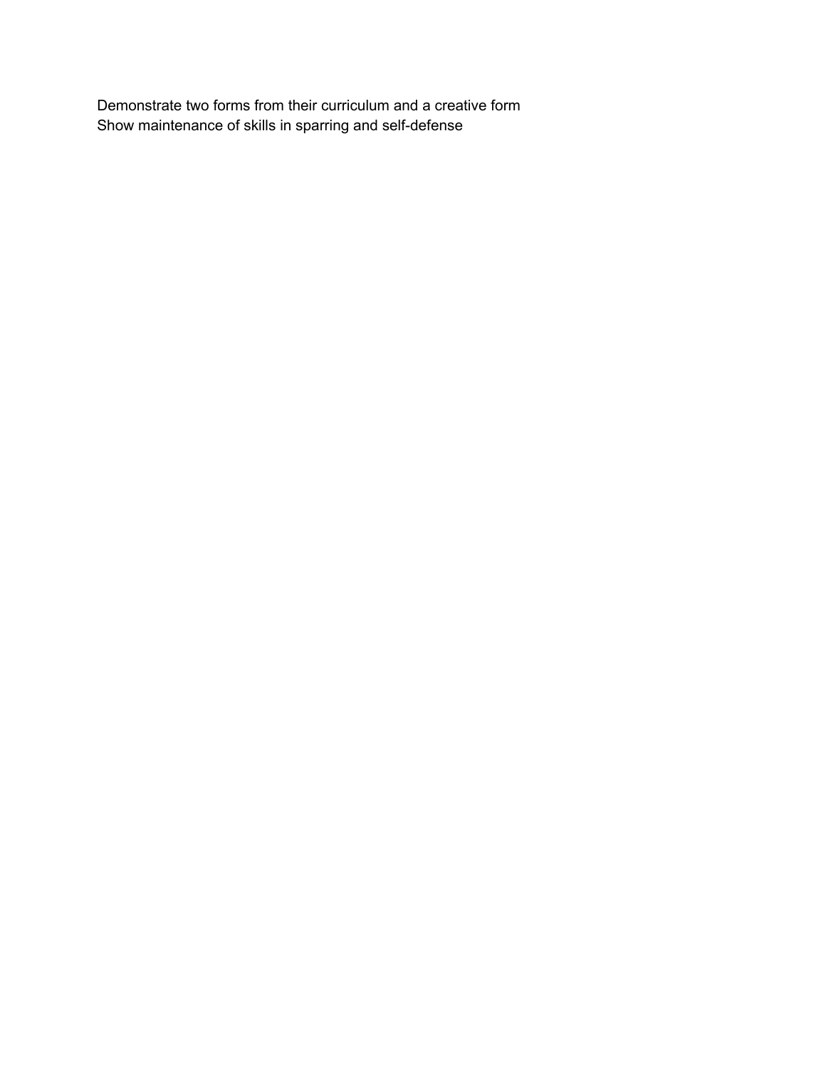Demonstrate two forms from their curriculum and a creative form
Show maintenance of skills in sparring and self-defense